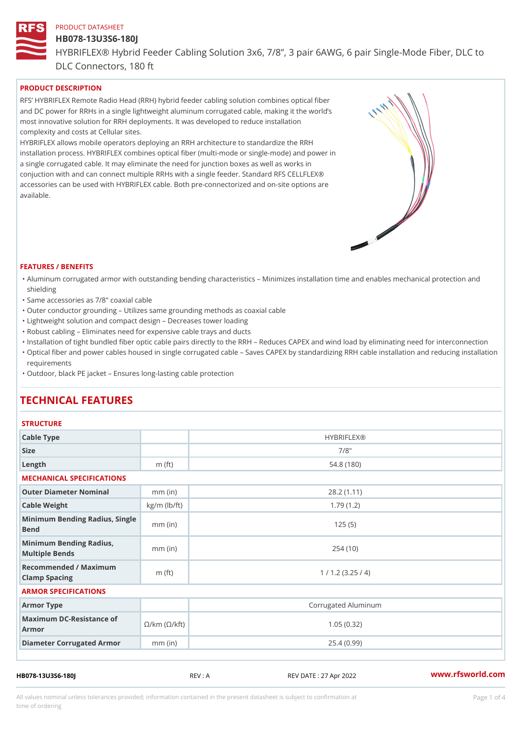PRODUCT DATASHEET

# HB078-13U3S6-180J

HYBRIFLEX® Hybrid Feeder Cabling Solution 3x6, 7/8”, 3 pair 6AWG, 6 pair Single-Mode Fiber, DLC to DLC Connectors, 180 ft

## PRODUCT DESCRIPTION

RFS’ HYBRIFLEX Remote Radio Head (RRH) hybrid feeder cabling solution combines optical fiber and DC power for RRHs in a single lightweight aluminum corrugated cable, making it the world’s most innovative solution for RRH deployments. It was developed to reduce installation complexity and costs at Cellular sites.

HYBRIFLEX allows mobile operators deploying an RRH architecture to standardize the RRH installation process. HYBRIFLEX combines optical fiber (multi-mode or single-mode) and power in a single corrugated cable. It may eliminate the need for junction boxes as well as works in conjuction with and can connect multiple RRHs with a single feeder. Standard RFS CELLFLEX® accessories can be used with HYBRIFLEX cable. Both pre-connectorized and on-site options are available.

## FEATURES / BENEFITS

- Aluminum corrugated armor with outstanding bending characteristics – Minimizes installation time and enables mechanical protection and shielding
- Same accessories as 7/8" coaxial cable
- Outer conductor grounding – Utilizes same grounding methods as coaxial cable
- Lightweight solution and compact design – Decreases tower loading
- Robust cabling – Eliminates need for expensive cable trays and ducts
- Installation of tight bundled fiber optic cable pairs directly to the RRH – Reduces CAPEX and wind load by eliminating need for interconnection
- Optical fiber and power cables housed in single corrugated cable – Saves CAPEX by standardizing RRH cable installation and reducing installation requirements
- Outdoor, black PE jacket – Ensures long-lasting cable protection

# TECHNICAL FEATURES

### STRUCTURE

| | | |
|---|---|---|
| Cable Type | | HYBRIFLEX® |
| Size | | 7/8" |
| Length | m (ft) | 54.8 (180) |

### MECHANICAL SPECIFICATIONS

| | | |
|---|---|---|
| Outer Diameter Nominal | mm (in) | 28.2 (1.11) |
| Cable Weight | kg/m (lb/ft) | 1.79 (1.2) |
| Minimum Bending Radius, Single Bend | mm (in) | 125 (5) |
| Minimum Bending Radius, Multiple Bends | mm (in) | 254 (10) |
| Recommended / Maximum Clamp Spacing | m (ft) | 1 / 1.2 (3.25 / 4) |

### ARMOR SPECIFICATIONS

| | | |
|---|---|---|
| Armor Type | | Corrugated Aluminum |
| Maximum DC-Resistance of Armor | Ω/km (Ω/kft) | 1.05 (0.32) |
| Diameter Corrugated Armor | mm (in) | 25.4 (0.99) |

HB078-13U3S6-180J REV : A REV DATE : 27 Apr 2022 www.rfsworld.com

All values nominal unless tolerances provided; information contained in the present datasheet is subject to confirmation at time of ordering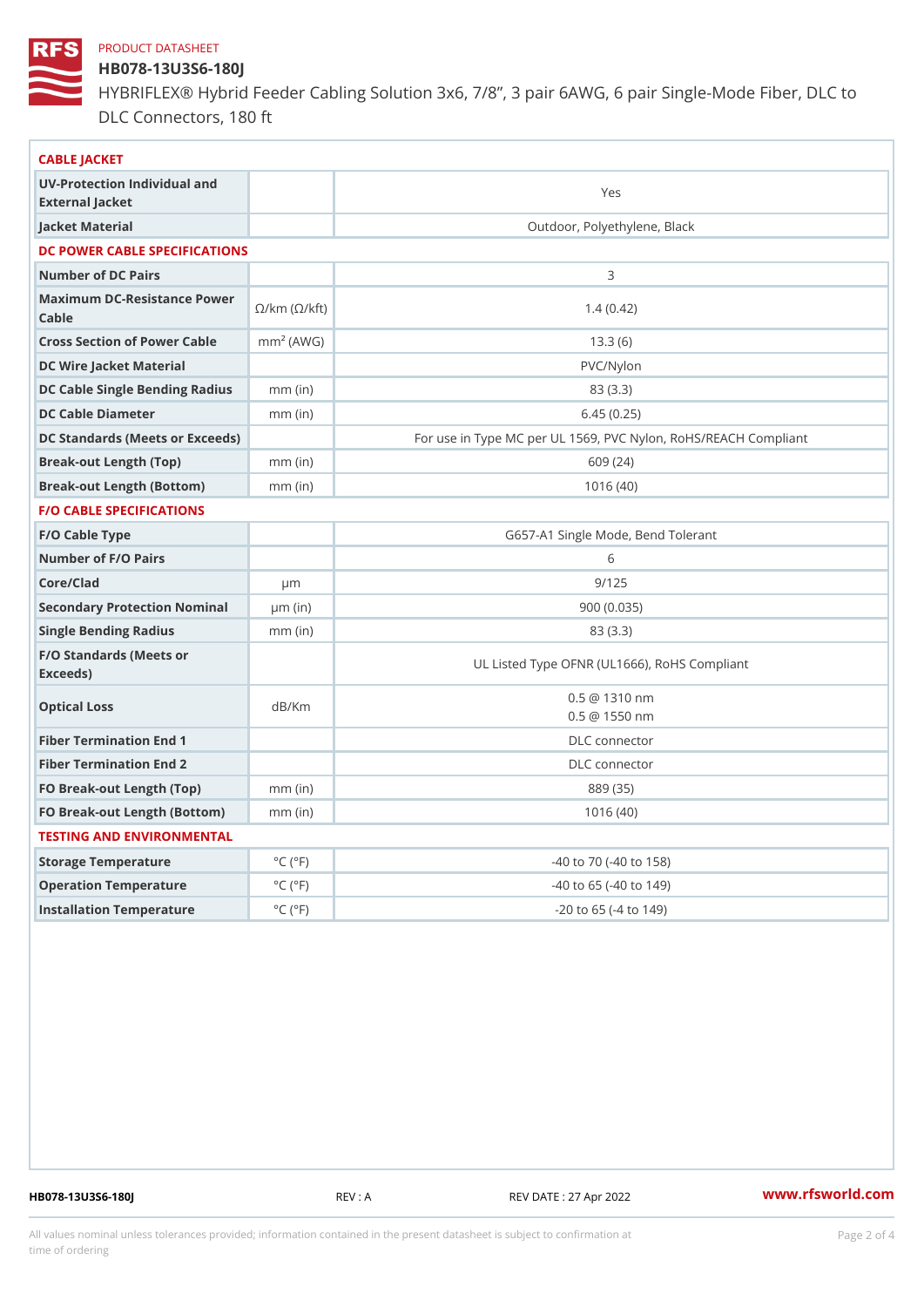PRODUCT DATASHEET

# HB078-13U3S6-180J

HYBRIFLEX® Hybrid Feeder Cabling Solution 3x6, 7/8”, 3 pair 6AWG, 6 pair Single-Mode Fiber, DLC to DLC Connectors, 180 ft

| CABLE JACKET | | |
|---|---|---|
| UV-Protection Individual and External Jacket | | Yes |
| Jacket Material | | Outdoor, Polyethylene, Black |
| **DC POWER CABLE SPECIFICATIONS** | | |
| Number of DC Pairs | | 3 |
| Maximum DC-Resistance Power Cable | Ω/km (Ω/kft) | 1.4 (0.42) |
| Cross Section of Power Cable | $mm^2$ (AWG) | 13.3 (6) |
| DC Wire Jacket Material | | PVC/Nylon |
| DC Cable Single Bending Radius | mm (in) | 83 (3.3) |
| DC Cable Diameter | mm (in) | 6.45 (0.25) |
| DC Standards (Meets or Exceeds) | | For use in Type MC per UL 1569, PVC Nylon, RoHS/REACH Compliant |
| Break-out Length (Top) | mm (in) | 609 (24) |
| Break-out Length (Bottom) | mm (in) | 1016 (40) |
| **F/O CABLE SPECIFICATIONS** | | |
| F/O Cable Type | | G657-A1 Single Mode, Bend Tolerant |
| Number of F/O Pairs | | 6 |
| Core/Clad | µm | 9/125 |
| Secondary Protection Nominal | µm (in) | 900 (0.035) |
| Single Bending Radius | mm (in) | 83 (3.3) |
| F/O Standards (Meets or Exceeds) | | UL Listed Type OFNR (UL1666), RoHS Compliant |
| Optical Loss | dB/Km | 0.5 @ 1310 nm<br>0.5 @ 1550 nm |
| Fiber Termination End 1 | | DLC connector |
| Fiber Termination End 2 | | DLC connector |
| FO Break-out Length (Top) | mm (in) | 889 (35) |
| FO Break-out Length (Bottom) | mm (in) | 1016 (40) |
| **TESTING AND ENVIRONMENTAL** | | |
| Storage Temperature | °C (°F) | -40 to 70 (-40 to 158) |
| Operation Temperature | °C (°F) | -40 to 65 (-40 to 149) |
| Installation Temperature | °C (°F) | -20 to 65 (-4 to 149) |

HB078-13U3S6-180J REV : A REV DATE : 27 Apr 2022 www.rfsworld.com

All values nominal unless tolerances provided; information contained in the present datasheet is subject to confirmation at time of ordering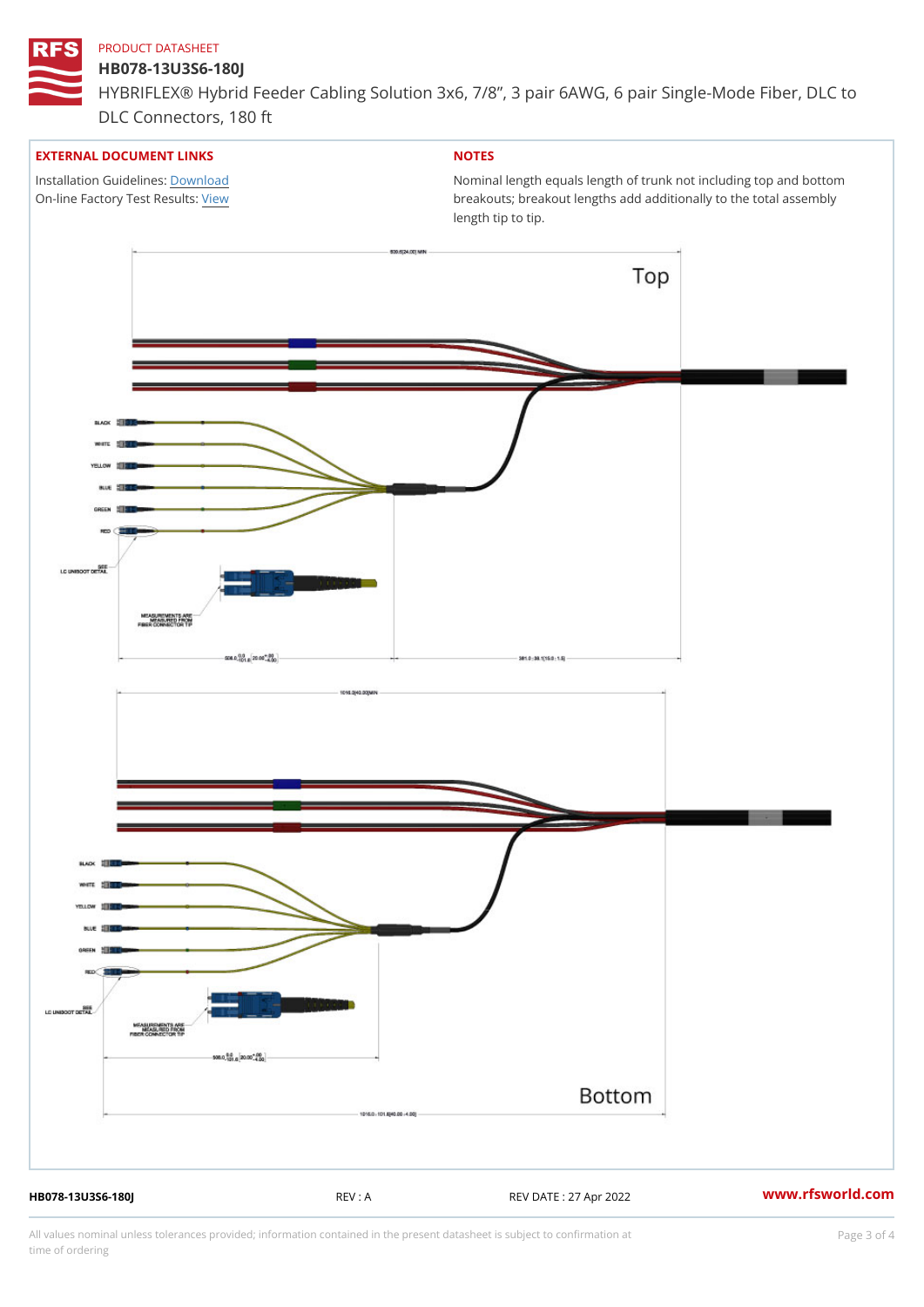PRODUCT DATASHEET

# HB078-13U3S6-180J

HYBRIFLEX® Hybrid Feeder Cabling Solution 3x6, 7/8”, 3 pair 6AWG, 6 pair Single-Mode Fiber, DLC to DLC Connectors, 180 ft

## EXTERNAL DOCUMENT LINKS

Installation Guidelines: Download
On-line Factory Test Results: View

## NOTES

Nominal length equals length of trunk not including top and bottom breakouts; breakout lengths add additionally to the total assembly length tip to tip.

Top

BLACK
WHITE
YELLOW
BLUE
GREEN
RED

SEE LC UNIBOOT DETAIL

MEASUREMENTS ARE MEASURED FROM FIBER CONNECTOR TIP

Bottom

BLACK
WHITE
YELLOW
BLUE
GREEN
RED

SEE LC UNIBOOT DETAIL

MEASUREMENTS ARE MEASURED FROM FIBER CONNECTOR TIP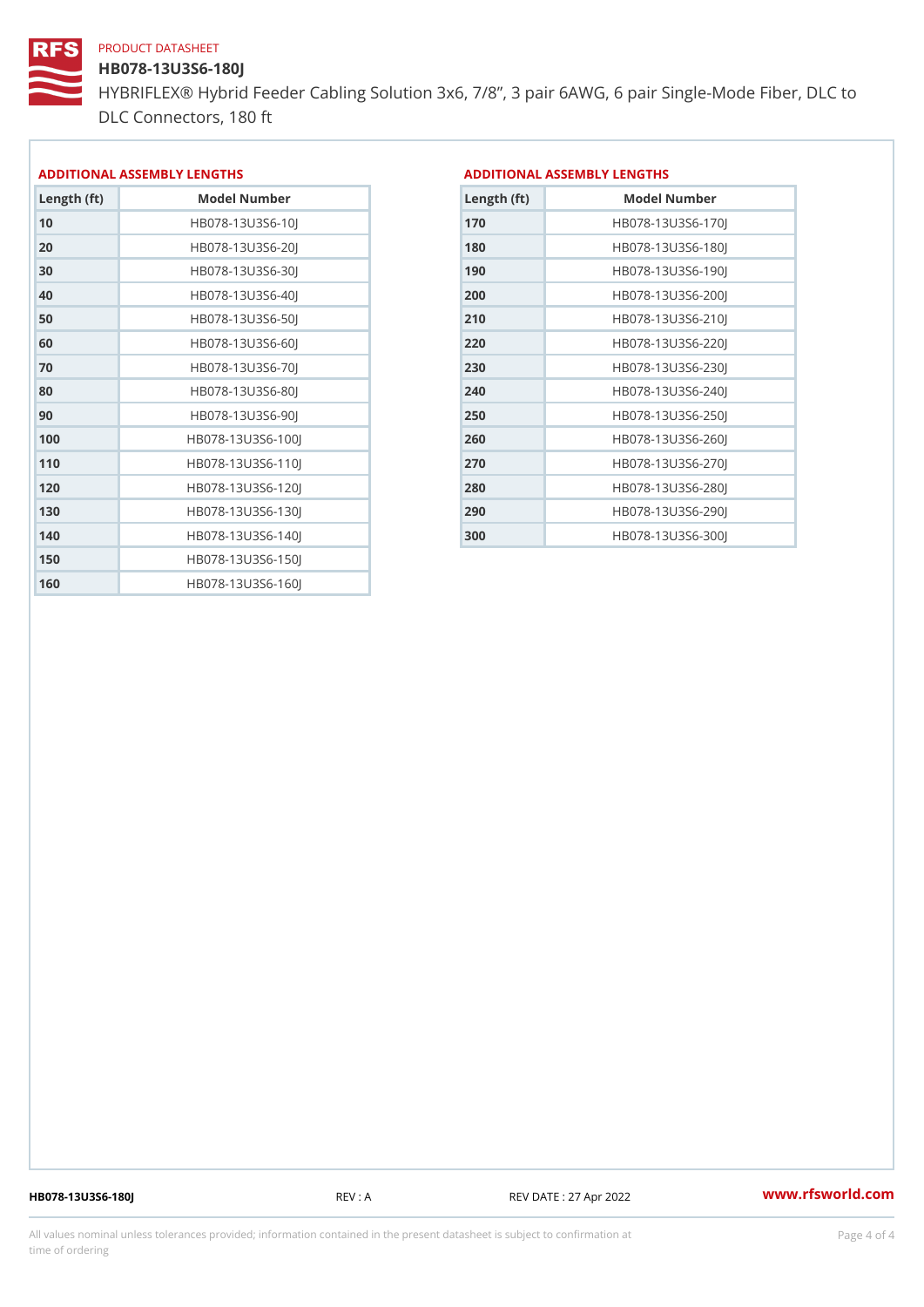PRODUCT DATASHEET

# HB078-13U3S6-180J

HYBRIFLEX® Hybrid Feeder Cabling Solution 3x6, 7/8”, 3 pair 6AWG, 6 pair Single-Mode Fiber, DLC to DLC Connectors, 180 ft

## ADDITIONAL ASSEMBLY LENGTHS

| Length (ft) | Model Number |
|---|---|
| 10 | HB078-13U3S6-10J |
| 20 | HB078-13U3S6-20J |
| 30 | HB078-13U3S6-30J |
| 40 | HB078-13U3S6-40J |
| 50 | HB078-13U3S6-50J |
| 60 | HB078-13U3S6-60J |
| 70 | HB078-13U3S6-70J |
| 80 | HB078-13U3S6-80J |
| 90 | HB078-13U3S6-90J |
| 100 | HB078-13U3S6-100J |
| 110 | HB078-13U3S6-110J |
| 120 | HB078-13U3S6-120J |
| 130 | HB078-13U3S6-130J |
| 140 | HB078-13U3S6-140J |
| 150 | HB078-13U3S6-150J |
| 160 | HB078-13U3S6-160J |

## ADDITIONAL ASSEMBLY LENGTHS

| Length (ft) | Model Number |
|---|---|
| 170 | HB078-13U3S6-170J |
| 180 | HB078-13U3S6-180J |
| 190 | HB078-13U3S6-190J |
| 200 | HB078-13U3S6-200J |
| 210 | HB078-13U3S6-210J |
| 220 | HB078-13U3S6-220J |
| 230 | HB078-13U3S6-230J |
| 240 | HB078-13U3S6-240J |
| 250 | HB078-13U3S6-250J |
| 260 | HB078-13U3S6-260J |
| 270 | HB078-13U3S6-270J |
| 280 | HB078-13U3S6-280J |
| 290 | HB078-13U3S6-290J |
| 300 | HB078-13U3S6-300J |

HB078-13U3S6-180J REV : A REV DATE : 27 Apr 2022 www.rfsworld.com

All values nominal unless tolerances provided; information contained in the present datasheet is subject to confirmation at time of ordering